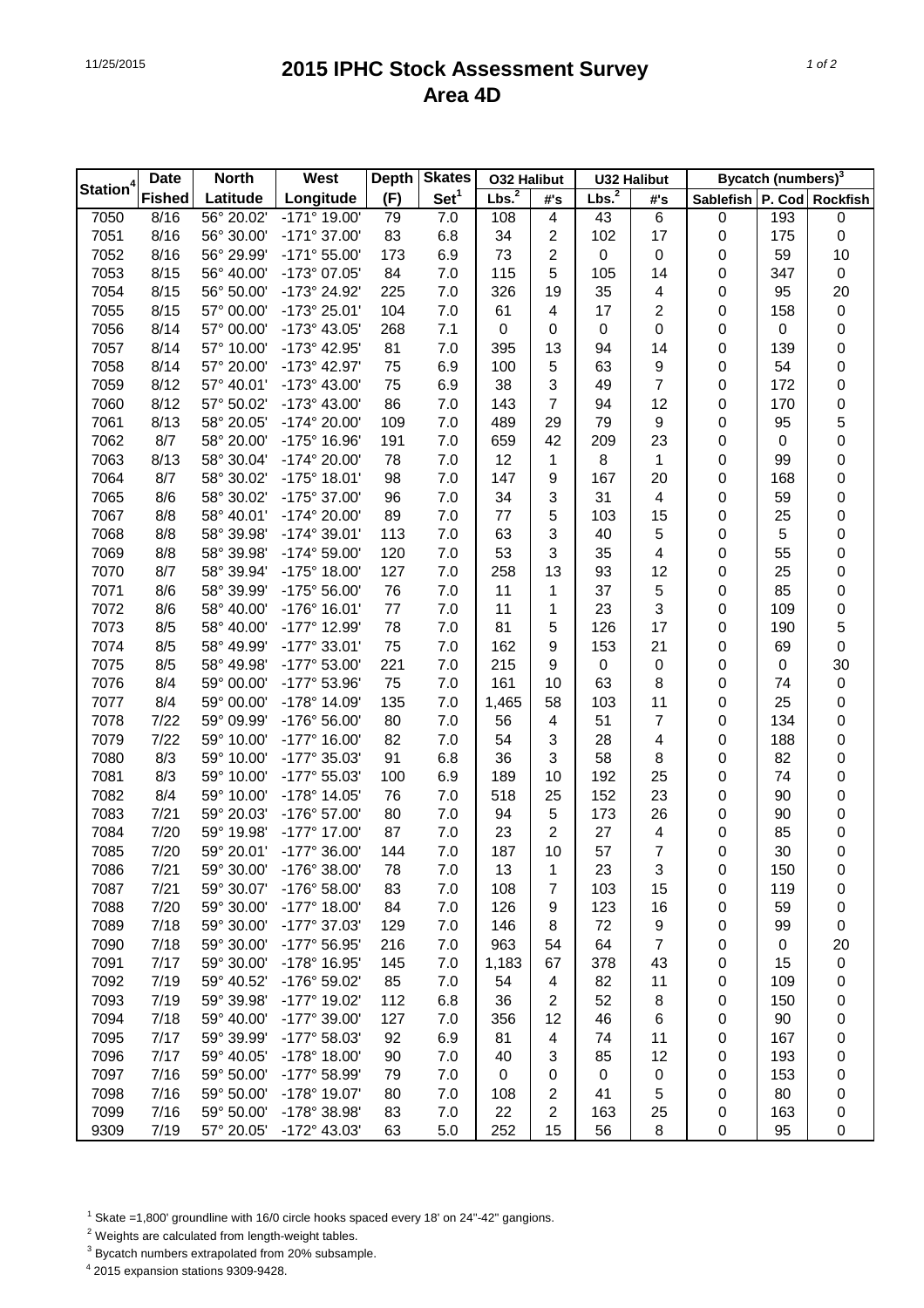# 2015 IPHC Stock Assessment Survey
## Area 4D

| Station[4] | Date Fished | North Latitude | West Longitude | Depth (F) | Skates Set[1] | O32 Halibut Lbs.[2] | O32 Halibut #'s | U32 Halibut Lbs.[2] | U32 Halibut #'s | Bycatch (numbers)[3] Sablefish | P. Cod | Rockfish |
|---|---|---|---|---|---|---|---|---|---|---|---|---|
| 7050 | 8/16 | 56° 20.02' | -171° 19.00' | 79 | 7.0 | 108 | 4 | 43 | 6 | 0 | 193 | 0 |
| 7051 | 8/16 | 56° 30.00' | -171° 37.00' | 83 | 6.8 | 34 | 2 | 102 | 17 | 0 | 175 | 0 |
| 7052 | 8/16 | 56° 29.99' | -171° 55.00' | 173 | 6.9 | 73 | 2 | 0 | 0 | 0 | 59 | 10 |
| 7053 | 8/15 | 56° 40.00' | -173° 07.05' | 84 | 7.0 | 115 | 5 | 105 | 14 | 0 | 347 | 0 |
| 7054 | 8/15 | 56° 50.00' | -173° 24.92' | 225 | 7.0 | 326 | 19 | 35 | 4 | 0 | 95 | 20 |
| 7055 | 8/15 | 57° 00.00' | -173° 25.01' | 104 | 7.0 | 61 | 4 | 17 | 2 | 0 | 158 | 0 |
| 7056 | 8/14 | 57° 00.00' | -173° 43.05' | 268 | 7.1 | 0 | 0 | 0 | 0 | 0 | 0 | 0 |
| 7057 | 8/14 | 57° 10.00' | -173° 42.95' | 81 | 7.0 | 395 | 13 | 94 | 14 | 0 | 139 | 0 |
| 7058 | 8/14 | 57° 20.00' | -173° 42.97' | 75 | 6.9 | 100 | 5 | 63 | 9 | 0 | 54 | 0 |
| 7059 | 8/12 | 57° 40.01' | -173° 43.00' | 75 | 6.9 | 38 | 3 | 49 | 7 | 0 | 172 | 0 |
| 7060 | 8/12 | 57° 50.02' | -173° 43.00' | 86 | 7.0 | 143 | 7 | 94 | 12 | 0 | 170 | 0 |
| 7061 | 8/13 | 58° 20.05' | -174° 20.00' | 109 | 7.0 | 489 | 29 | 79 | 9 | 0 | 95 | 5 |
| 7062 | 8/7 | 58° 20.00' | -175° 16.96' | 191 | 7.0 | 659 | 42 | 209 | 23 | 0 | 0 | 0 |
| 7063 | 8/13 | 58° 30.04' | -174° 20.00' | 78 | 7.0 | 12 | 1 | 8 | 1 | 0 | 99 | 0 |
| 7064 | 8/7 | 58° 30.02' | -175° 18.01' | 98 | 7.0 | 147 | 9 | 167 | 20 | 0 | 168 | 0 |
| 7065 | 8/6 | 58° 30.02' | -175° 37.00' | 96 | 7.0 | 34 | 3 | 31 | 4 | 0 | 59 | 0 |
| 7067 | 8/8 | 58° 40.01' | -174° 20.00' | 89 | 7.0 | 77 | 5 | 103 | 15 | 0 | 25 | 0 |
| 7068 | 8/8 | 58° 39.98' | -174° 39.01' | 113 | 7.0 | 63 | 3 | 40 | 5 | 0 | 5 | 0 |
| 7069 | 8/8 | 58° 39.98' | -174° 59.00' | 120 | 7.0 | 53 | 3 | 35 | 4 | 0 | 55 | 0 |
| 7070 | 8/7 | 58° 39.94' | -175° 18.00' | 127 | 7.0 | 258 | 13 | 93 | 12 | 0 | 25 | 0 |
| 7071 | 8/6 | 58° 39.99' | -175° 56.00' | 76 | 7.0 | 11 | 1 | 37 | 5 | 0 | 85 | 0 |
| 7072 | 8/6 | 58° 40.00' | -176° 16.01' | 77 | 7.0 | 11 | 1 | 23 | 3 | 0 | 109 | 0 |
| 7073 | 8/5 | 58° 40.00' | -177° 12.99' | 78 | 7.0 | 81 | 5 | 126 | 17 | 0 | 190 | 5 |
| 7074 | 8/5 | 58° 49.99' | -177° 33.01' | 75 | 7.0 | 162 | 9 | 153 | 21 | 0 | 69 | 0 |
| 7075 | 8/5 | 58° 49.98' | -177° 53.00' | 221 | 7.0 | 215 | 9 | 0 | 0 | 0 | 0 | 30 |
| 7076 | 8/4 | 59° 00.00' | -177° 53.96' | 75 | 7.0 | 161 | 10 | 63 | 8 | 0 | 74 | 0 |
| 7077 | 8/4 | 59° 00.00' | -178° 14.09' | 135 | 7.0 | 1,465 | 58 | 103 | 11 | 0 | 25 | 0 |
| 7078 | 7/22 | 59° 09.99' | -176° 56.00' | 80 | 7.0 | 56 | 4 | 51 | 7 | 0 | 134 | 0 |
| 7079 | 7/22 | 59° 10.00' | -177° 16.00' | 82 | 7.0 | 54 | 3 | 28 | 4 | 0 | 188 | 0 |
| 7080 | 8/3 | 59° 10.00' | -177° 35.03' | 91 | 6.8 | 36 | 3 | 58 | 8 | 0 | 82 | 0 |
| 7081 | 8/3 | 59° 10.00' | -177° 55.03' | 100 | 6.9 | 189 | 10 | 192 | 25 | 0 | 74 | 0 |
| 7082 | 8/4 | 59° 10.00' | -178° 14.05' | 76 | 7.0 | 518 | 25 | 152 | 23 | 0 | 90 | 0 |
| 7083 | 7/21 | 59° 20.03' | -176° 57.00' | 80 | 7.0 | 94 | 5 | 173 | 26 | 0 | 90 | 0 |
| 7084 | 7/20 | 59° 19.98' | -177° 17.00' | 87 | 7.0 | 23 | 2 | 27 | 4 | 0 | 85 | 0 |
| 7085 | 7/20 | 59° 20.01' | -177° 36.00' | 144 | 7.0 | 187 | 10 | 57 | 7 | 0 | 30 | 0 |
| 7086 | 7/21 | 59° 30.00' | -176° 38.00' | 78 | 7.0 | 13 | 1 | 23 | 3 | 0 | 150 | 0 |
| 7087 | 7/21 | 59° 30.07' | -176° 58.00' | 83 | 7.0 | 108 | 7 | 103 | 15 | 0 | 119 | 0 |
| 7088 | 7/20 | 59° 30.00' | -177° 18.00' | 84 | 7.0 | 126 | 9 | 123 | 16 | 0 | 59 | 0 |
| 7089 | 7/18 | 59° 30.00' | -177° 37.03' | 129 | 7.0 | 146 | 8 | 72 | 9 | 0 | 99 | 0 |
| 7090 | 7/18 | 59° 30.00' | -177° 56.95' | 216 | 7.0 | 963 | 54 | 64 | 7 | 0 | 0 | 20 |
| 7091 | 7/17 | 59° 30.00' | -178° 16.95' | 145 | 7.0 | 1,183 | 67 | 378 | 43 | 0 | 15 | 0 |
| 7092 | 7/19 | 59° 40.52' | -176° 59.02' | 85 | 7.0 | 54 | 4 | 82 | 11 | 0 | 109 | 0 |
| 7093 | 7/19 | 59° 39.98' | -177° 19.02' | 112 | 6.8 | 36 | 2 | 52 | 8 | 0 | 150 | 0 |
| 7094 | 7/18 | 59° 40.00' | -177° 39.00' | 127 | 7.0 | 356 | 12 | 46 | 6 | 0 | 90 | 0 |
| 7095 | 7/17 | 59° 39.99' | -177° 58.03' | 92 | 6.9 | 81 | 4 | 74 | 11 | 0 | 167 | 0 |
| 7096 | 7/17 | 59° 40.05' | -178° 18.00' | 90 | 7.0 | 40 | 3 | 85 | 12 | 0 | 193 | 0 |
| 7097 | 7/16 | 59° 50.00' | -177° 58.99' | 79 | 7.0 | 0 | 0 | 0 | 0 | 0 | 153 | 0 |
| 7098 | 7/16 | 59° 50.00' | -178° 19.07' | 80 | 7.0 | 108 | 2 | 41 | 5 | 0 | 80 | 0 |
| 7099 | 7/16 | 59° 50.00' | -178° 38.98' | 83 | 7.0 | 22 | 2 | 163 | 25 | 0 | 163 | 0 |
| 9309 | 7/19 | 57° 20.05' | -172° 43.03' | 63 | 5.0 | 252 | 15 | 56 | 8 | 0 | 95 | 0 |

[1] Skate =1,800' groundline with 16/0 circle hooks spaced every 18' on 24"-42" gangions.

[2] Weights are calculated from length-weight tables.

[3] Bycatch numbers extrapolated from 20% subsample.

[4] 2015 expansion stations 9309-9428.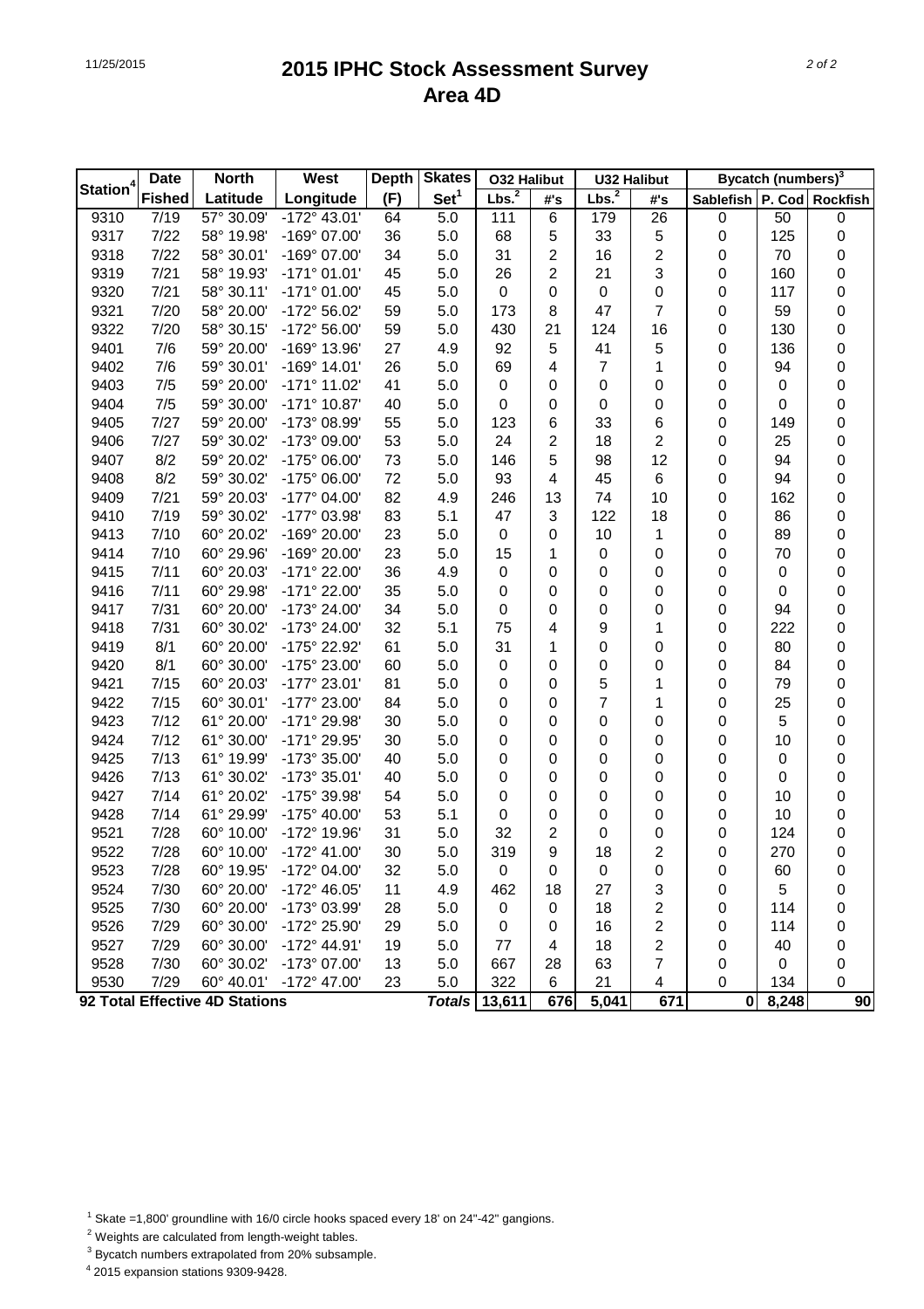# 2015 IPHC Stock Assessment Survey
# Area 4D

| Station[4] | Date | North | West | Depth | Skates | O32 Halibut | | U32 Halibut | | Bycatch (numbers)[3] | | |
|---|---|---|---|---|---|---|---|---|---|---|---|---|
| | Fished | Latitude | Longitude | (F) | Set[1] | Lbs.[2] | #'s | Lbs.[2] | #'s | Sablefish | P. Cod | Rockfish |
| 9310 | 7/19 | 57° 30.09' | -172° 43.01' | 64 | 5.0 | 111 | 6 | 179 | 26 | 0 | 50 | 0 |
| 9317 | 7/22 | 58° 19.98' | -169° 07.00' | 36 | 5.0 | 68 | 5 | 33 | 5 | 0 | 125 | 0 |
| 9318 | 7/22 | 58° 30.01' | -169° 07.00' | 34 | 5.0 | 31 | 2 | 16 | 2 | 0 | 70 | 0 |
| 9319 | 7/21 | 58° 19.93' | -171° 01.01' | 45 | 5.0 | 26 | 2 | 21 | 3 | 0 | 160 | 0 |
| 9320 | 7/21 | 58° 30.11' | -171° 01.00' | 45 | 5.0 | 0 | 0 | 0 | 0 | 0 | 117 | 0 |
| 9321 | 7/20 | 58° 20.00' | -172° 56.02' | 59 | 5.0 | 173 | 8 | 47 | 7 | 0 | 59 | 0 |
| 9322 | 7/20 | 58° 30.15' | -172° 56.00' | 59 | 5.0 | 430 | 21 | 124 | 16 | 0 | 130 | 0 |
| 9401 | 7/6 | 59° 20.00' | -169° 13.96' | 27 | 4.9 | 92 | 5 | 41 | 5 | 0 | 136 | 0 |
| 9402 | 7/6 | 59° 30.01' | -169° 14.01' | 26 | 5.0 | 69 | 4 | 7 | 1 | 0 | 94 | 0 |
| 9403 | 7/5 | 59° 20.00' | -171° 11.02' | 41 | 5.0 | 0 | 0 | 0 | 0 | 0 | 0 | 0 |
| 9404 | 7/5 | 59° 30.00' | -171° 10.87' | 40 | 5.0 | 0 | 0 | 0 | 0 | 0 | 0 | 0 |
| 9405 | 7/27 | 59° 20.00' | -173° 08.99' | 55 | 5.0 | 123 | 6 | 33 | 6 | 0 | 149 | 0 |
| 9406 | 7/27 | 59° 30.02' | -173° 09.00' | 53 | 5.0 | 24 | 2 | 18 | 2 | 0 | 25 | 0 |
| 9407 | 8/2 | 59° 20.02' | -175° 06.00' | 73 | 5.0 | 146 | 5 | 98 | 12 | 0 | 94 | 0 |
| 9408 | 8/2 | 59° 30.02' | -175° 06.00' | 72 | 5.0 | 93 | 4 | 45 | 6 | 0 | 94 | 0 |
| 9409 | 7/21 | 59° 20.03' | -177° 04.00' | 82 | 4.9 | 246 | 13 | 74 | 10 | 0 | 162 | 0 |
| 9410 | 7/19 | 59° 30.02' | -177° 03.98' | 83 | 5.1 | 47 | 3 | 122 | 18 | 0 | 86 | 0 |
| 9413 | 7/10 | 60° 20.02' | -169° 20.00' | 23 | 5.0 | 0 | 0 | 10 | 1 | 0 | 89 | 0 |
| 9414 | 7/10 | 60° 29.96' | -169° 20.00' | 23 | 5.0 | 15 | 1 | 0 | 0 | 0 | 70 | 0 |
| 9415 | 7/11 | 60° 20.03' | -171° 22.00' | 36 | 4.9 | 0 | 0 | 0 | 0 | 0 | 0 | 0 |
| 9416 | 7/11 | 60° 29.98' | -171° 22.00' | 35 | 5.0 | 0 | 0 | 0 | 0 | 0 | 0 | 0 |
| 9417 | 7/31 | 60° 20.00' | -173° 24.00' | 34 | 5.0 | 0 | 0 | 0 | 0 | 0 | 94 | 0 |
| 9418 | 7/31 | 60° 30.02' | -173° 24.00' | 32 | 5.1 | 75 | 4 | 9 | 1 | 0 | 222 | 0 |
| 9419 | 8/1 | 60° 20.00' | -175° 22.92' | 61 | 5.0 | 31 | 1 | 0 | 0 | 0 | 80 | 0 |
| 9420 | 8/1 | 60° 30.00' | -175° 23.00' | 60 | 5.0 | 0 | 0 | 0 | 0 | 0 | 84 | 0 |
| 9421 | 7/15 | 60° 20.03' | -177° 23.01' | 81 | 5.0 | 0 | 0 | 5 | 1 | 0 | 79 | 0 |
| 9422 | 7/15 | 60° 30.01' | -177° 23.00' | 84 | 5.0 | 0 | 0 | 7 | 1 | 0 | 25 | 0 |
| 9423 | 7/12 | 61° 20.00' | -171° 29.98' | 30 | 5.0 | 0 | 0 | 0 | 0 | 0 | 5 | 0 |
| 9424 | 7/12 | 61° 30.00' | -171° 29.95' | 30 | 5.0 | 0 | 0 | 0 | 0 | 0 | 10 | 0 |
| 9425 | 7/13 | 61° 19.99' | -173° 35.00' | 40 | 5.0 | 0 | 0 | 0 | 0 | 0 | 0 | 0 |
| 9426 | 7/13 | 61° 30.02' | -173° 35.01' | 40 | 5.0 | 0 | 0 | 0 | 0 | 0 | 0 | 0 |
| 9427 | 7/14 | 61° 20.02' | -175° 39.98' | 54 | 5.0 | 0 | 0 | 0 | 0 | 0 | 10 | 0 |
| 9428 | 7/14 | 61° 29.99' | -175° 40.00' | 53 | 5.1 | 0 | 0 | 0 | 0 | 0 | 10 | 0 |
| 9521 | 7/28 | 60° 10.00' | -172° 19.96' | 31 | 5.0 | 32 | 2 | 0 | 0 | 0 | 124 | 0 |
| 9522 | 7/28 | 60° 10.00' | -172° 41.00' | 30 | 5.0 | 319 | 9 | 18 | 2 | 0 | 270 | 0 |
| 9523 | 7/28 | 60° 19.95' | -172° 04.00' | 32 | 5.0 | 0 | 0 | 0 | 0 | 0 | 60 | 0 |
| 9524 | 7/30 | 60° 20.00' | -172° 46.05' | 11 | 4.9 | 462 | 18 | 27 | 3 | 0 | 5 | 0 |
| 9525 | 7/30 | 60° 20.00' | -173° 03.99' | 28 | 5.0 | 0 | 0 | 18 | 2 | 0 | 114 | 0 |
| 9526 | 7/29 | 60° 30.00' | -172° 25.90' | 29 | 5.0 | 0 | 0 | 16 | 2 | 0 | 114 | 0 |
| 9527 | 7/29 | 60° 30.00' | -172° 44.91' | 19 | 5.0 | 77 | 4 | 18 | 2 | 0 | 40 | 0 |
| 9528 | 7/30 | 60° 30.02' | -173° 07.00' | 13 | 5.0 | 667 | 28 | 63 | 7 | 0 | 0 | 0 |
| 9530 | 7/29 | 60° 40.01' | -172° 47.00' | 23 | 5.0 | 322 | 6 | 21 | 4 | 0 | 134 | 0 |
| 92 Total Effective 4D Stations | | | | | *Totals* | 13,611 | 676 | 5,041 | 671 | 0 | 8,248 | 90 |

[1] Skate =1,800' groundline with 16/0 circle hooks spaced every 18' on 24"-42" gangions.

[2] Weights are calculated from length-weight tables.

[3] Bycatch numbers extrapolated from 20% subsample.

[4] 2015 expansion stations 9309-9428.